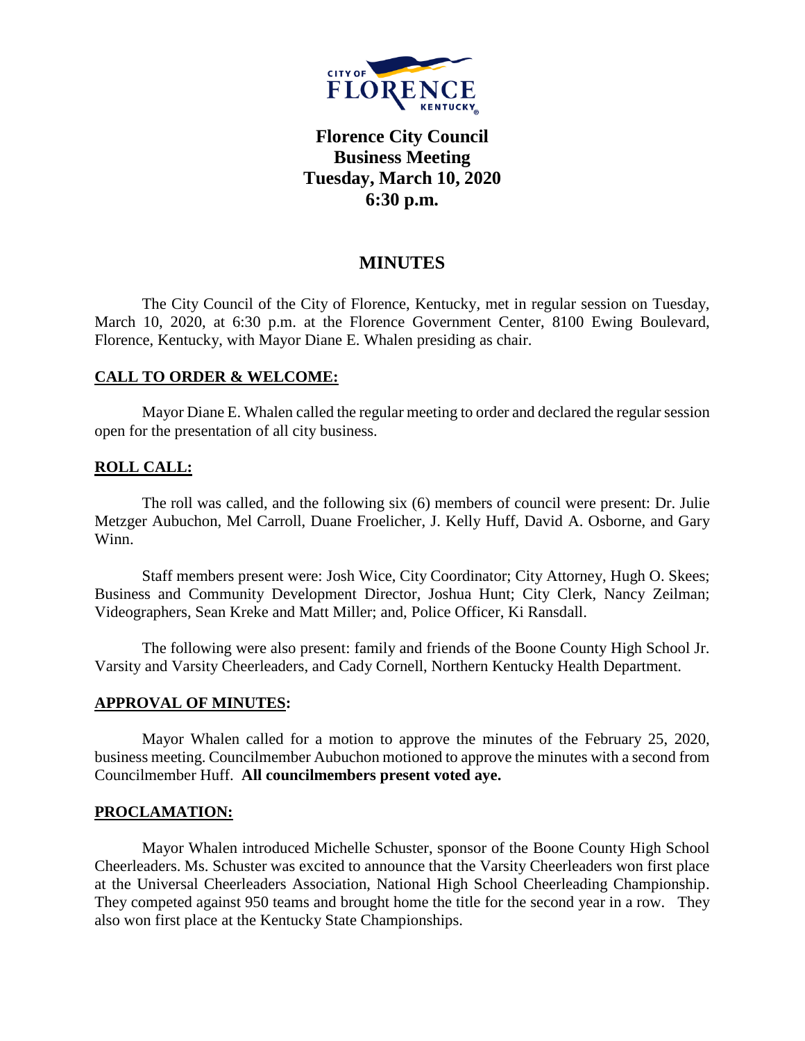# Florence City Council Business Meeting Tuesday, March 10, 2020 6:30 p.m.

## MINUTES

The City Council of the City of Florence, Kentucky, met in regular session on Tuesday, March 10, 2020, at 6:30 p.m. at the Florence Government Center, 8100 Ewing Boulevard, Florence, Kentucky, with Mayor Diane E. Whalen presiding as chair.

### CALL TO ORDER & WELCOME:

Mayor Diane E. Whalen called the regular meeting to order and declared the regular session open for the presentation of all city business.

### ROLL CALL:

The roll was called, and the following six (6) members of council were present: Dr. Julie Metzger Aubuchon, Mel Carroll, Duane Froelicher, J. Kelly Huff, David A. Osborne, and Gary Winn.

Staff members present were: Josh Wice, City Coordinator; City Attorney, Hugh O. Skees; Business and Community Development Director, Joshua Hunt; City Clerk, Nancy Zeilman; Videographers, Sean Kreke and Matt Miller; and, Police Officer, Ki Ransdall.

The following were also present: family and friends of the Boone County High School Jr. Varsity and Varsity Cheerleaders, and Cady Cornell, Northern Kentucky Health Department.

### APPROVAL OF MINUTES:

Mayor Whalen called for a motion to approve the minutes of the February 25, 2020, business meeting. Councilmember Aubuchon motioned to approve the minutes with a second from Councilmember Huff. **All councilmembers present voted aye.**

### PROCLAMATION:

Mayor Whalen introduced Michelle Schuster, sponsor of the Boone County High School Cheerleaders. Ms. Schuster was excited to announce that the Varsity Cheerleaders won first place at the Universal Cheerleaders Association, National High School Cheerleading Championship. They competed against 950 teams and brought home the title for the second year in a row. They also won first place at the Kentucky State Championships.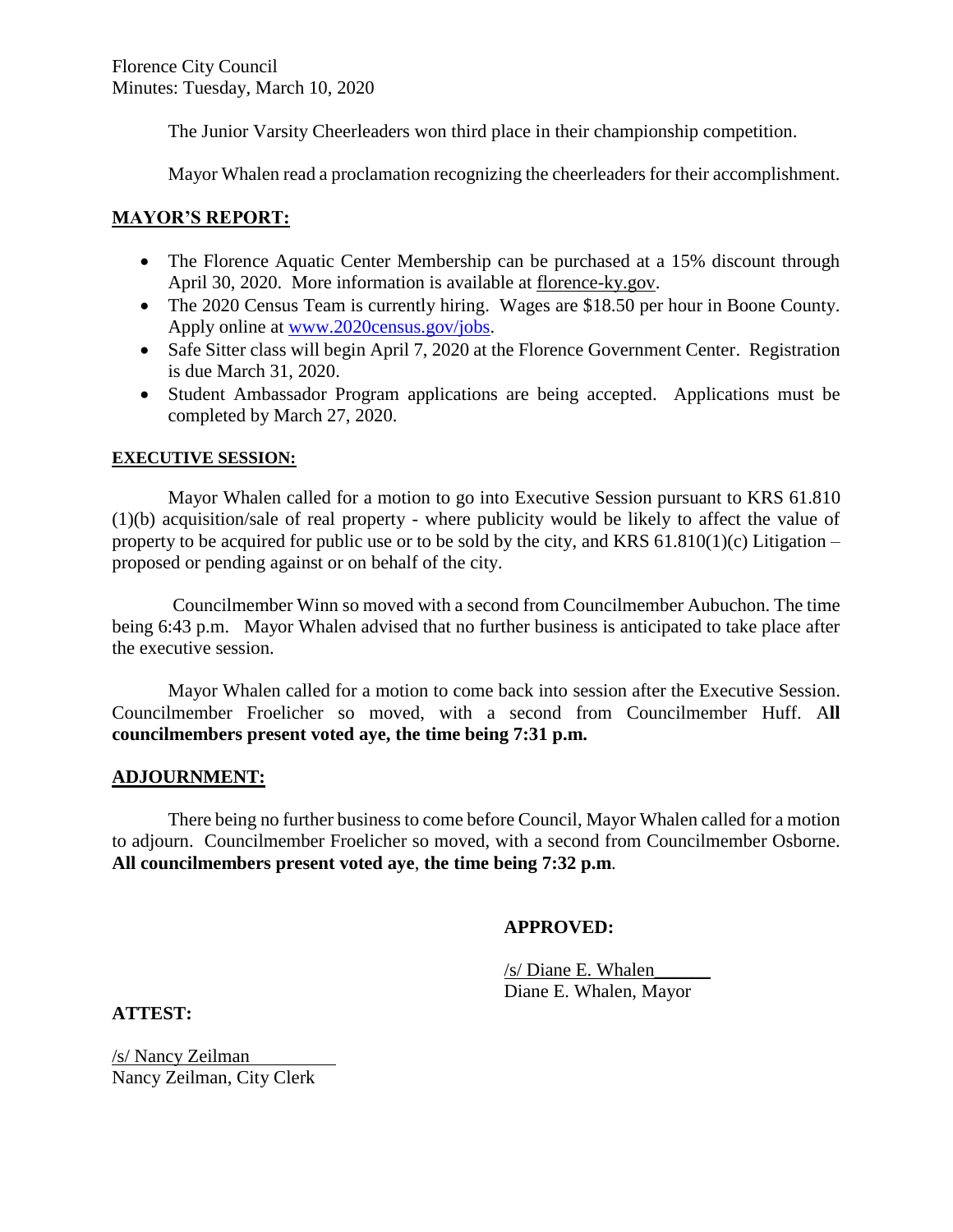The Junior Varsity Cheerleaders won third place in their championship competition.

Mayor Whalen read a proclamation recognizing the cheerleaders for their accomplishment.

## MAYOR'S REPORT:

- The Florence Aquatic Center Membership can be purchased at a 15% discount through April 30, 2020. More information is available at florence-ky.gov.
- The 2020 Census Team is currently hiring. Wages are $18.50 per hour in Boone County. Apply online at www.2020census.gov/jobs.
- Safe Sitter class will begin April 7, 2020 at the Florence Government Center. Registration is due March 31, 2020.
- Student Ambassador Program applications are being accepted. Applications must be completed by March 27, 2020.

### EXECUTIVE SESSION:

Mayor Whalen called for a motion to go into Executive Session pursuant to KRS 61.810 (1)(b) acquisition/sale of real property - where publicity would be likely to affect the value of property to be acquired for public use or to be sold by the city, and KRS 61.810(1)(c) Litigation – proposed or pending against or on behalf of the city.

Councilmember Winn so moved with a second from Councilmember Aubuchon. The time being 6:43 p.m. Mayor Whalen advised that no further business is anticipated to take place after the executive session.

Mayor Whalen called for a motion to come back into session after the Executive Session. Councilmember Froelicher so moved, with a second from Councilmember Huff. **All councilmembers present voted aye, the time being 7:31 p.m.**

## ADJOURNMENT:

There being no further business to come before Council, Mayor Whalen called for a motion to adjourn. Councilmember Froelicher so moved, with a second from Councilmember Osborne. **All councilmembers present voted aye**, **the time being 7:32 p.m**.

**APPROVED:**

/s/ Diane E. Whalen
Diane E. Whalen, Mayor

**ATTEST:**

/s/ Nancy Zeilman
Nancy Zeilman, City Clerk